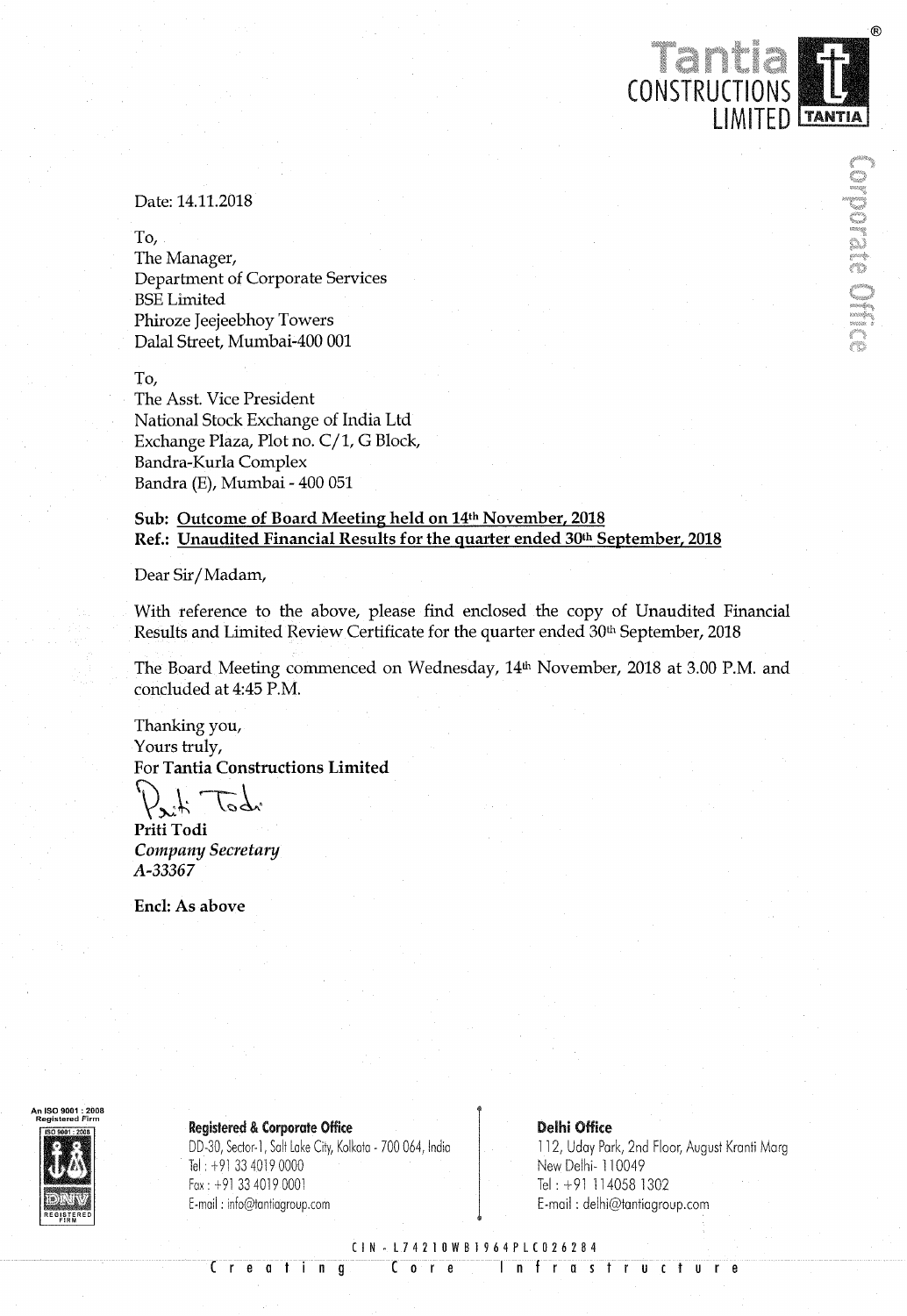Tantia CONSTRUCTIONS LIMITED

Date: 14.11.2018

To,
The Manager,
Department of Corporate Services
BSE Limited
Phiroze Jeejeebhoy Towers
Dalal Street, Mumbai-400 001

To,
The Asst. Vice President
National Stock Exchange of India Ltd
Exchange Plaza, Plot no. C/1, G Block,
Bandra-Kurla Complex
Bandra (E), Mumbai - 400 051

**Sub: Outcome of Board Meeting held on 14th November, 2018**
**Ref.: Unaudited Financial Results for the quarter ended 30th September, 2018**

Dear Sir/Madam,

With reference to the above, please find enclosed the copy of Unaudited Financial Results and Limited Review Certificate for the quarter ended 30th September, 2018

The Board Meeting commenced on Wednesday, 14th November, 2018 at 3.00 P.M. and concluded at 4:45 P.M.

Thanking you,
Yours truly,
**For Tantia Constructions Limited**

**Priti Todi**
***Company Secretary***
***A-33367***

**Encl: As above**

**Registered & Corporate Office**
DD-30, Sector-1, Salt Lake City, Kolkata - 700 064, India
Tel : +91 33 4019 0000
Fax : +91 33 4019 0001
E-mail : info@tantiagroup.com

**Delhi Office**
112, Uday Park, 2nd Floor, August Kranti Marg
New Delhi- 110049
Tel : +91 114058 1302
E-mail : delhi@tantiagroup.com

CIN - L74210WB1964PLC026284

Creating Core Infrastructure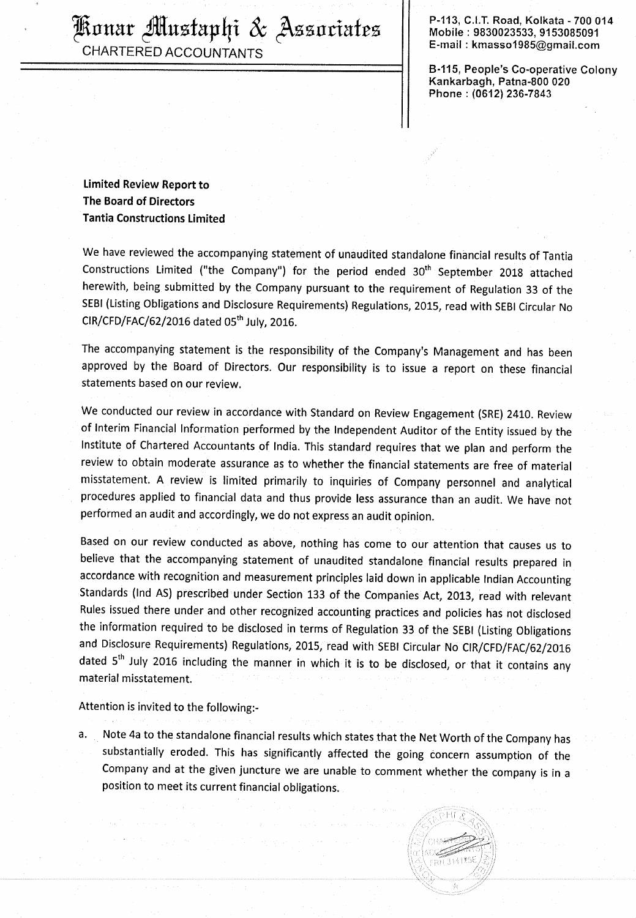# Konar Mustaphi & Associates

CHARTERED ACCOUNTANTS

P-113, C.I.T. Road, Kolkata - 700 014
Mobile : 9830023533, 9153085091
E-mail : kmasso1985@gmail.com

B-115, People's Co-operative Colony
Kankarbagh, Patna-800 020
Phone : (0612) 236-7843

**Limited Review Report to**
**The Board of Directors**
**Tantia Constructions Limited**

We have reviewed the accompanying statement of unaudited standalone financial results of Tantia Constructions Limited ("the Company") for the period ended 30th September 2018 attached herewith, being submitted by the Company pursuant to the requirement of Regulation 33 of the SEBI (Listing Obligations and Disclosure Requirements) Regulations, 2015, read with SEBI Circular No CIR/CFD/FAC/62/2016 dated 05th July, 2016.

The accompanying statement is the responsibility of the Company's Management and has been approved by the Board of Directors. Our responsibility is to issue a report on these financial statements based on our review.

We conducted our review in accordance with Standard on Review Engagement (SRE) 2410. Review of Interim Financial Information performed by the Independent Auditor of the Entity issued by the Institute of Chartered Accountants of India. This standard requires that we plan and perform the review to obtain moderate assurance as to whether the financial statements are free of material misstatement. A review is limited primarily to inquiries of Company personnel and analytical procedures applied to financial data and thus provide less assurance than an audit. We have not performed an audit and accordingly, we do not express an audit opinion.

Based on our review conducted as above, nothing has come to our attention that causes us to believe that the accompanying statement of unaudited standalone financial results prepared in accordance with recognition and measurement principles laid down in applicable Indian Accounting Standards (Ind AS) prescribed under Section 133 of the Companies Act, 2013, read with relevant Rules issued there under and other recognized accounting practices and policies has not disclosed the information required to be disclosed in terms of Regulation 33 of the SEBI (Listing Obligations and Disclosure Requirements) Regulations, 2015, read with SEBI Circular No CIR/CFD/FAC/62/2016 dated 5th July 2016 including the manner in which it is to be disclosed, or that it contains any material misstatement.

Attention is invited to the following:-

a. Note 4a to the standalone financial results which states that the Net Worth of the Company has substantially eroded. This has significantly affected the going concern assumption of the Company and at the given juncture we are unable to comment whether the company is in a position to meet its current financial obligations.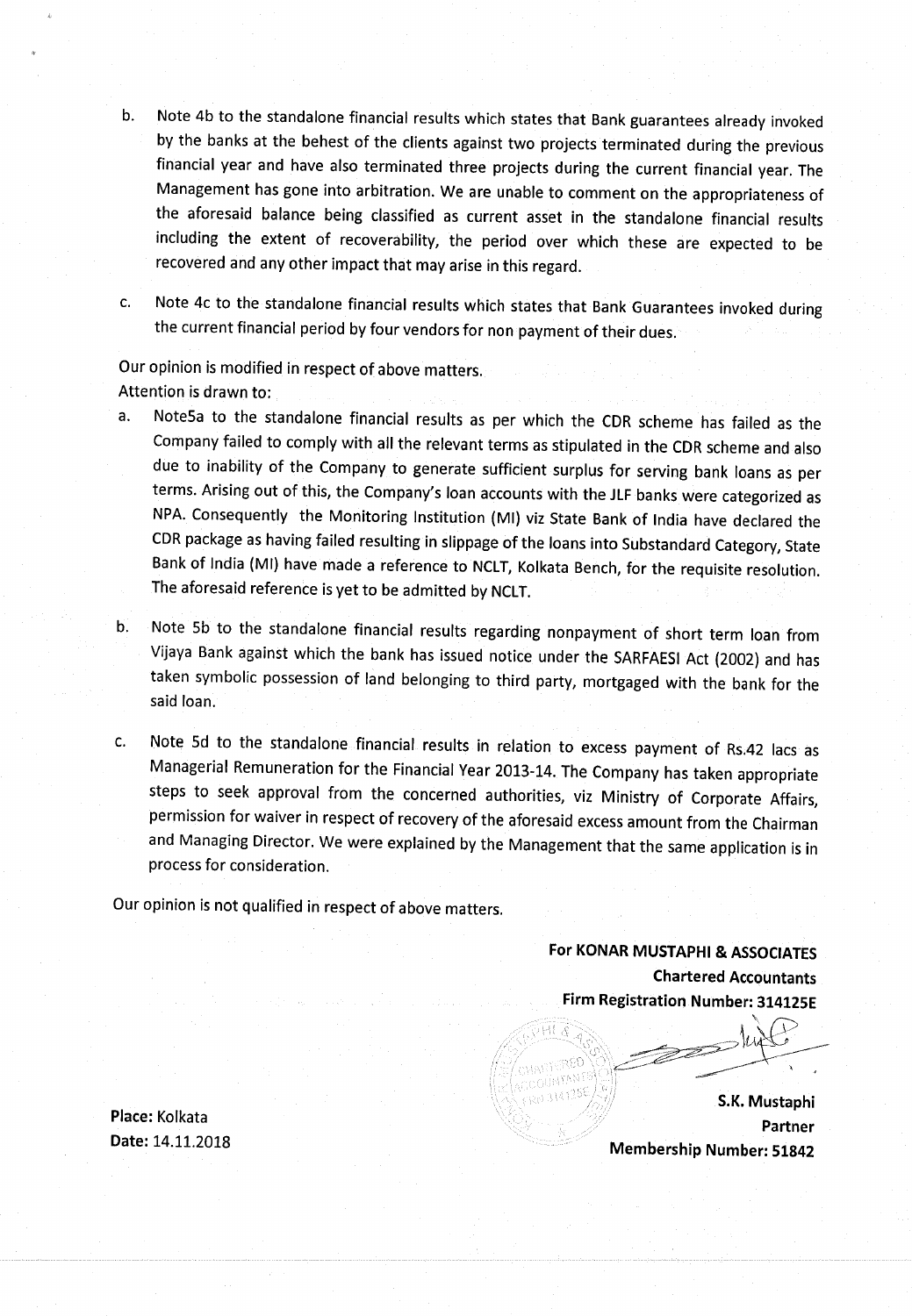b. Note 4b to the standalone financial results which states that Bank guarantees already invoked by the banks at the behest of the clients against two projects terminated during the previous financial year and have also terminated three projects during the current financial year. The Management has gone into arbitration. We are unable to comment on the appropriateness of the aforesaid balance being classified as current asset in the standalone financial results including the extent of recoverability, the period over which these are expected to be recovered and any other impact that may arise in this regard.

c. Note 4c to the standalone financial results which states that Bank Guarantees invoked during the current financial period by four vendors for non payment of their dues.

Our opinion is modified in respect of above matters.

Attention is drawn to:

a. Note5a to the standalone financial results as per which the CDR scheme has failed as the Company failed to comply with all the relevant terms as stipulated in the CDR scheme and also due to inability of the Company to generate sufficient surplus for serving bank loans as per terms. Arising out of this, the Company's loan accounts with the JLF banks were categorized as NPA. Consequently the Monitoring Institution (MI) viz State Bank of India have declared the CDR package as having failed resulting in slippage of the loans into Substandard Category, State Bank of India (MI) have made a reference to NCLT, Kolkata Bench, for the requisite resolution. The aforesaid reference is yet to be admitted by NCLT.

b. Note 5b to the standalone financial results regarding nonpayment of short term loan from Vijaya Bank against which the bank has issued notice under the SARFAESI Act (2002) and has taken symbolic possession of land belonging to third party, mortgaged with the bank for the said loan.

c. Note 5d to the standalone financial results in relation to excess payment of Rs.42 lacs as Managerial Remuneration for the Financial Year 2013-14. The Company has taken appropriate steps to seek approval from the concerned authorities, viz Ministry of Corporate Affairs, permission for waiver in respect of recovery of the aforesaid excess amount from the Chairman and Managing Director. We were explained by the Management that the same application is in process for consideration.

Our opinion is not qualified in respect of above matters.

**For KONAR MUSTAPHI & ASSOCIATES**
**Chartered Accountants**
**Firm Registration Number: 314125E**

**S.K. Mustaphi**
**Partner**
**Membership Number: 51842**

**Place:** Kolkata
**Date:** 14.11.2018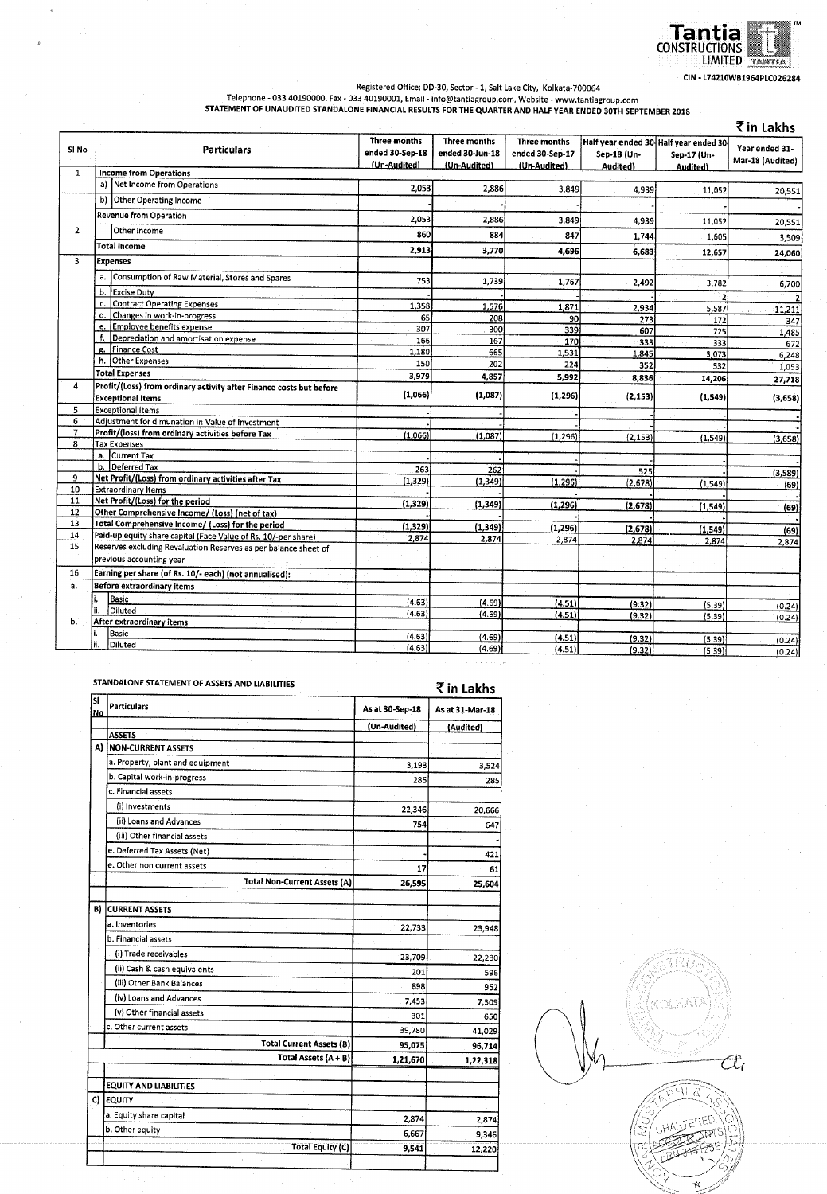Tantia CONSTRUCTIONS LIMITED

CIN - L74210WB1964PLC026284

Registered Office: DD-30, Sector - 1, Salt Lake City, Kolkata-700064

Telephone - 033 40190000, Fax - 033 40190001, Email - info@tantiagroup.com, Website - www.tantiagroup.com

**STATEMENT OF UNAUDITED STANDALONE FINANCIAL RESULTS FOR THE QUARTER AND HALF YEAR ENDED 30TH SEPTEMBER 2018**

₹ in Lakhs

| Sl No | Particulars | Three months ended 30-Sep-18 (Un-Audited) | Three months ended 30-Jun-18 (Un-Audited) | Three months ended 30-Sep-17 (Un-Audited) | Half year ended 30-Sep-18 (Un-Audited) | Half year ended 30-Sep-17 (Un-Audited) | Year ended 31-Mar-18 (Audited) |
|---|---|---|---|---|---|---|---|
| 1 | Income from Operations | | | | | | |
| | a) Net Income from Operations | 2,053 | 2,886 | 3,849 | 4,939 | 11,052 | 20,551 |
| | b) Other Operating Income | - | - | - | - | - | - |
| | Revenue from Operation | 2,053 | 2,886 | 3,849 | 4,939 | 11,052 | 20,551 |
| 2 | Other Income | 860 | 884 | 847 | 1,744 | 1,605 | 3,509 |
| | Total Income | 2,913 | 3,770 | 4,696 | 6,683 | 12,657 | 24,060 |
| 3 | Expenses | | | | | | |
| | a. Consumption of Raw Material, Stores and Spares | 753 | 1,739 | 1,767 | 2,492 | 3,782 | 6,700 |
| | b. Excise Duty | - | - | - | - | 2 | 2 |
| | c. Contract Operating Expenses | 1,358 | 1,576 | 1,871 | 2,934 | 5,587 | 11,211 |
| | d. Changes in work-in-progress | 65 | 208 | 90 | 273 | 172 | 347 |
| | e. Employee benefits expense | 307 | 300 | 339 | 607 | 725 | 1,485 |
| | f. Depreciation and amortisation expense | 166 | 167 | 170 | 333 | 333 | 672 |
| | g. Finance Cost | 1,180 | 665 | 1,531 | 1,845 | 3,073 | 6,248 |
| | h. Other Expenses | 150 | 202 | 224 | 352 | 532 | 1,053 |
| | Total Expenses | 3,979 | 4,857 | 5,992 | 8,836 | 14,206 | 27,718 |
| 4 | Profit/(Loss) from ordinary activity after Finance costs but before Exceptional Items | (1,066) | (1,087) | (1,296) | (2,153) | (1,549) | (3,658) |
| 5 | Exceptional Items | - | - | - | - | - | - |
| 6 | Adjustment for dimunation in Value of Investment | - | - | - | - | - | - |
| 7 | Profit/(loss) from ordinary activities before Tax | (1,066) | (1,087) | (1,296) | (2,153) | (1,549) | (3,658) |
| 8 | Tax Expenses | | | | | | |
| | a. Current Tax | - | - | - | - | - | - |
| | b. Deferred Tax | 263 | 262 | - | 525 | - | (3,589) |
| 9 | Net Profit/(Loss) from ordinary activities after Tax | (1,329) | (1,349) | (1,296) | (2,678) | (1,549) | (69) |
| 10 | Extraordinary Items | - | - | - | - | - | - |
| 11 | Net Profit/(Loss) for the period | (1,329) | (1,349) | (1,296) | (2,678) | (1,549) | (69) |
| 12 | Other Comprehensive Income/ (Loss) (net of tax) | - | - | - | - | - | - |
| 13 | Total Comprehensive Income/ (Loss) for the period | (1,329) | (1,349) | (1,296) | (2,678) | (1,549) | (69) |
| 14 | Paid-up equity share capital (Face Value of Rs. 10/-per share) | 2,874 | 2,874 | 2,874 | 2,874 | 2,874 | 2,874 |
| 15 | Reserves excluding Revaluation Reserves as per balance sheet of previous accounting year | | | | | | |
| 16 | Earning per share (of Rs. 10/- each) (not annualised): | | | | | | |
| a. | Before extraordinary items | | | | | | |
| | i. Basic | (4.63) | (4.69) | (4.51) | (9.32) | (5.39) | (0.24) |
| | ii. Diluted | (4.63) | (4.69) | (4.51) | (9.32) | (5.39) | (0.24) |
| b. | After extraordinary items | | | | | | |
| | i. Basic | (4.63) | (4.69) | (4.51) | (9.32) | (5.39) | (0.24) |
| | ii. Diluted | (4.63) | (4.69) | (4.51) | (9.32) | (5.39) | (0.24) |

**STANDALONE STATEMENT OF ASSETS AND LIABILITIES**

₹ in Lakhs

| Sl No | Particulars | As at 30-Sep-18 (Un-Audited) | As at 31-Mar-18 (Audited) |
|---|---|---|---|
| | ASSETS | | |
| A) | NON-CURRENT ASSETS | | |
| | a. Property, plant and equipment | 3,193 | 3,524 |
| | b. Capital work-in-progress | 285 | 285 |
| | c. Financial assets | | |
| | (i) Investments | 22,346 | 20,666 |
| | (ii) Loans and Advances | 754 | 647 |
| | (iii) Other financial assets | - | - |
| | e. Deferred Tax Assets (Net) | - | 421 |
| | e. Other non current assets | 17 | 61 |
| | Total Non-Current Assets (A) | 26,595 | 25,604 |
| B) | CURRENT ASSETS | | |
| | a. Inventories | 22,733 | 23,948 |
| | b. Financial assets | | |
| | (i) Trade receivables | 23,709 | 22,230 |
| | (ii) Cash & cash equivalents | 201 | 596 |
| | (iii) Other Bank Balances | 898 | 952 |
| | (iv) Loans and Advances | 7,453 | 7,309 |
| | (v) Other financial assets | 301 | 650 |
| | c. Other current assets | 39,780 | 41,029 |
| | Total Current Assets (B) | 95,075 | 96,714 |
| | Total Assets (A + B) | 1,21,670 | 1,22,318 |
| | EQUITY AND LIABILITIES | | |
| C) | EQUITY | | |
| | a. Equity share capital | 2,874 | 2,874 |
| | b. Other equity | 6,667 | 9,346 |
| | Total Equity (C) | 9,541 | 12,220 |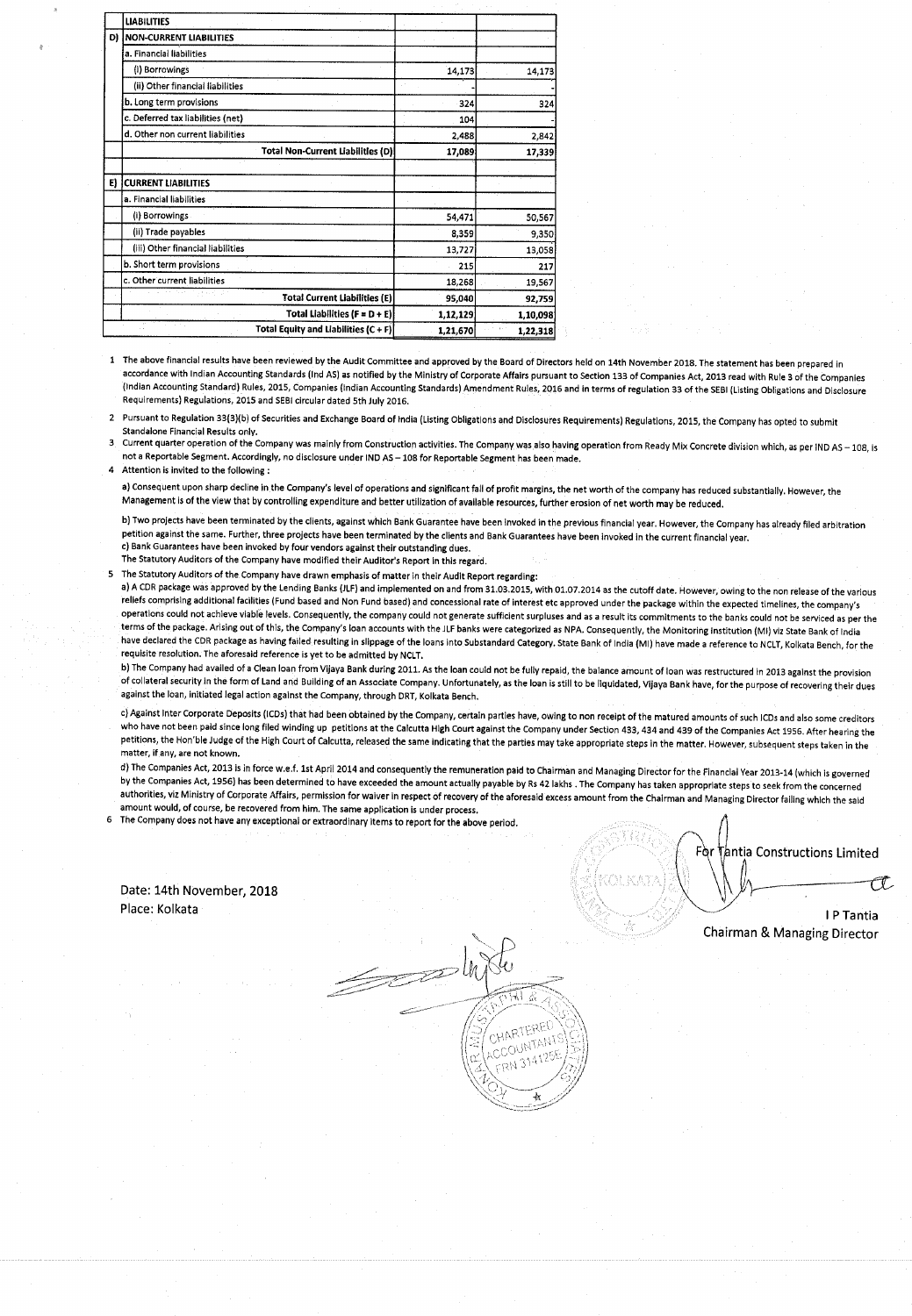| | | | |
|---|---|---|---|
| | **LIABILITIES** | | |
| **D)** | **NON-CURRENT LIABILITIES** | | |
| | a. Financial liabilities | | |
| | (i) Borrowings | 14,173 | 14,173 |
| | (ii) Other financial liabilities | - | - |
| | b. Long term provisions | 324 | 324 |
| | c. Deferred tax liabilities (net) | 104 | - |
| | d. Other non current liabilities | 2,488 | 2,842 |
| | **Total Non-Current Liabilities (D)** | **17,089** | **17,339** |
| | | | |
| **E)** | **CURRENT LIABILITIES** | | |
| | a. Financial liabilities | | |
| | (i) Borrowings | 54,471 | 50,567 |
| | (ii) Trade payables | 8,359 | 9,350 |
| | (iii) Other financial liabilities | 13,727 | 13,058 |
| | b. Short term provisions | 215 | 217 |
| | c. Other current liabilities | 18,268 | 19,567 |
| | **Total Current Liabilities (E)** | **95,040** | **92,759** |
| | **Total Liabilities (F = D + E)** | **1,12,129** | **1,10,098** |
| | **Total Equity and Liabilities (C + F)** | **1,21,670** | **1,22,318** |

1 The above financial results have been reviewed by the Audit Committee and approved by the Board of Directors held on 14th November 2018. The statement has been prepared in accordance with Indian Accounting Standards (Ind AS) as notified by the Ministry of Corporate Affairs pursuant to Section 133 of Companies Act, 2013 read with Rule 3 of the Companies (Indian Accounting Standard) Rules, 2015, Companies (Indian Accounting Standards) Amendment Rules, 2016 and in terms of regulation 33 of the SEBI (Listing Obligations and Disclosure Requirements) Regulations, 2015 and SEBI circular dated 5th July 2016.

2 Pursuant to Regulation 33(3)(b) of Securities and Exchange Board of India (Listing Obligations and Disclosures Requirements) Regulations, 2015, the Company has opted to submit Standalone Financial Results only.

3 Current quarter operation of the Company was mainly from Construction activities. The Company was also having operation from Ready Mix Concrete division which, as per IND AS – 108, is not a Reportable Segment. Accordingly, no disclosure under IND AS – 108 for Reportable Segment has been made.

4 Attention is invited to the following :

a) Consequent upon sharp decline in the Company's level of operations and significant fall of profit margins, the net worth of the company has reduced substantially. However, the Management is of the view that by controlling expenditure and better utilization of available resources, further erosion of net worth may be reduced.

b) Two projects have been terminated by the clients, against which Bank Guarantee have been invoked in the previous financial year. However, the Company has already filed arbitration petition against the same. Further, three projects have been terminated by the clients and Bank Guarantees have been invoked in the current financial year.

c) Bank Guarantees have been invoked by four vendors against their outstanding dues.

The Statutory Auditors of the Company have modified their Auditor's Report in this regard.

5 The Statutory Auditors of the Company have drawn emphasis of matter in their Audit Report regarding:

a) A CDR package was approved by the Lending Banks (JLF) and implemented on and from 31.03.2015, with 01.07.2014 as the cutoff date. However, owing to the non release of the various reliefs comprising additional facilities (Fund based and Non Fund based) and concessional rate of interest etc approved under the package within the expected timelines, the company's operations could not achieve viable levels. Consequently, the company could not generate sufficient surpluses and as a result its commitments to the banks could not be serviced as per the terms of the package. Arising out of this, the Company's loan accounts with the JLF banks were categorized as NPA. Consequently, the Monitoring Institution (MI) viz State Bank of India have declared the CDR package as having failed resulting in slippage of the loans into Substandard Category. State Bank of India (MI) have made a reference to NCLT, Kolkata Bench, for the requisite resolution. The aforesaid reference is yet to be admitted by NCLT.

b) The Company had availed of a Clean loan from Vijaya Bank during 2011. As the loan could not be fully repaid, the balance amount of loan was restructured in 2013 against the provision of collateral security in the form of Land and Building of an Associate Company. Unfortunately, as the loan is still to be liquidated, Vijaya Bank have, for the purpose of recovering their dues against the loan, initiated legal action against the Company, through DRT, Kolkata Bench.

c) Against Inter Corporate Deposits (ICDs) that had been obtained by the Company, certain parties have, owing to non receipt of the matured amounts of such ICDs and also some creditors who have not been paid since long filed winding up petitions at the Calcutta High Court against the Company under Section 433, 434 and 439 of the Companies Act 1956. After hearing the petitions, the Hon'ble Judge of the High Court of Calcutta, released the same indicating that the parties may take appropriate steps in the matter. However, subsequent steps taken in the matter, if any, are not known.

d) The Companies Act, 2013 is in force w.e.f. 1st April 2014 and consequently the remuneration paid to Chairman and Managing Director for the Financial Year 2013-14 (which is governed by the Companies Act, 1956) has been determined to have exceeded the amount actually payable by Rs 42 lakhs . The Company has taken appropriate steps to seek from the concerned authorities, viz Ministry of Corporate Affairs, permission for waiver in respect of recovery of the aforesaid excess amount from the Chairman and Managing Director failing which the said amount would, of course, be recovered from him. The same application is under process.

6 The Company does not have any exceptional or extraordinary items to report for the above period.

For Tantia Constructions Limited

I P Tantia
Chairman & Managing Director

Date: 14th November, 2018
Place: Kolkata